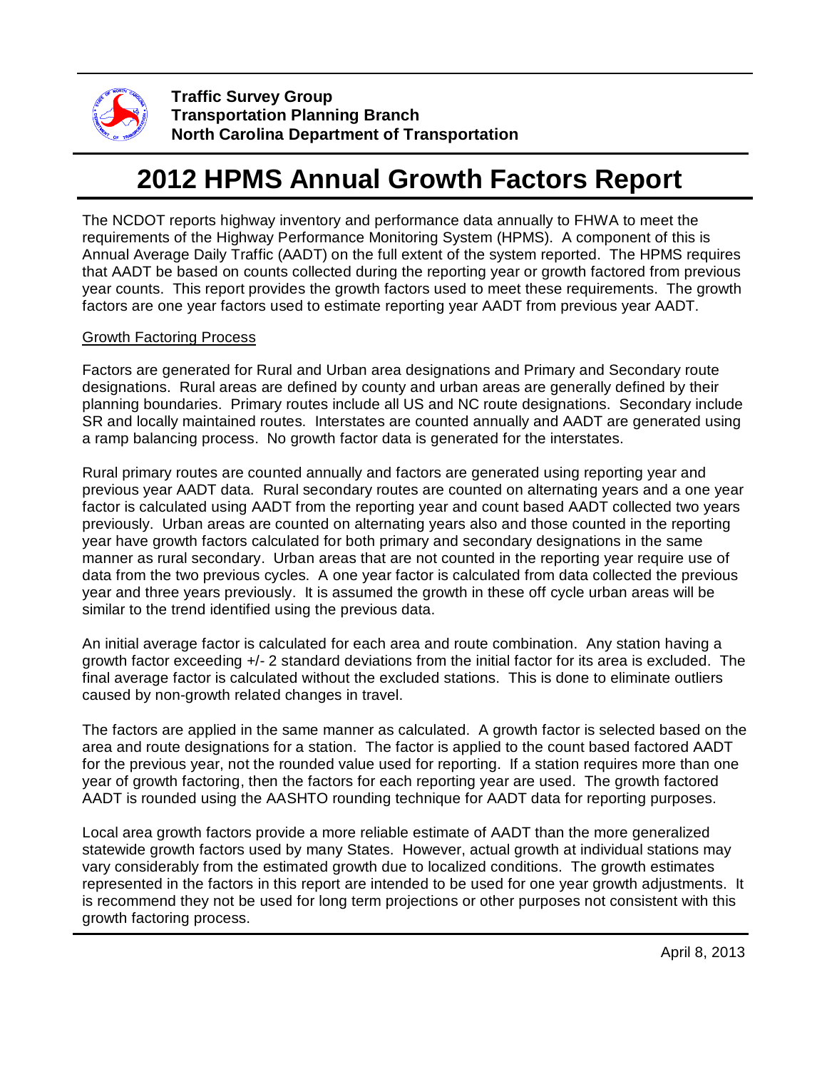**Traffic Survey Group**
**Transportation Planning Branch**
**North Carolina Department of Transportation**

# 2012 HPMS Annual Growth Factors Report

The NCDOT reports highway inventory and performance data annually to FHWA to meet the requirements of the Highway Performance Monitoring System (HPMS). A component of this is Annual Average Daily Traffic (AADT) on the full extent of the system reported. The HPMS requires that AADT be based on counts collected during the reporting year or growth factored from previous year counts. This report provides the growth factors used to meet these requirements. The growth factors are one year factors used to estimate reporting year AADT from previous year AADT.

<u>Growth Factoring Process</u>

Factors are generated for Rural and Urban area designations and Primary and Secondary route designations. Rural areas are defined by county and urban areas are generally defined by their planning boundaries. Primary routes include all US and NC route designations. Secondary include SR and locally maintained routes. Interstates are counted annually and AADT are generated using a ramp balancing process. No growth factor data is generated for the interstates.

Rural primary routes are counted annually and factors are generated using reporting year and previous year AADT data. Rural secondary routes are counted on alternating years and a one year factor is calculated using AADT from the reporting year and count based AADT collected two years previously. Urban areas are counted on alternating years also and those counted in the reporting year have growth factors calculated for both primary and secondary designations in the same manner as rural secondary. Urban areas that are not counted in the reporting year require use of data from the two previous cycles. A one year factor is calculated from data collected the previous year and three years previously. It is assumed the growth in these off cycle urban areas will be similar to the trend identified using the previous data.

An initial average factor is calculated for each area and route combination. Any station having a growth factor exceeding +/- 2 standard deviations from the initial factor for its area is excluded. The final average factor is calculated without the excluded stations. This is done to eliminate outliers caused by non-growth related changes in travel.

The factors are applied in the same manner as calculated. A growth factor is selected based on the area and route designations for a station. The factor is applied to the count based factored AADT for the previous year, not the rounded value used for reporting. If a station requires more than one year of growth factoring, then the factors for each reporting year are used. The growth factored AADT is rounded using the AASHTO rounding technique for AADT data for reporting purposes.

Local area growth factors provide a more reliable estimate of AADT than the more generalized statewide growth factors used by many States. However, actual growth at individual stations may vary considerably from the estimated growth due to localized conditions. The growth estimates represented in the factors in this report are intended to be used for one year growth adjustments. It is recommend they not be used for long term projections or other purposes not consistent with this growth factoring process.

April 8, 2013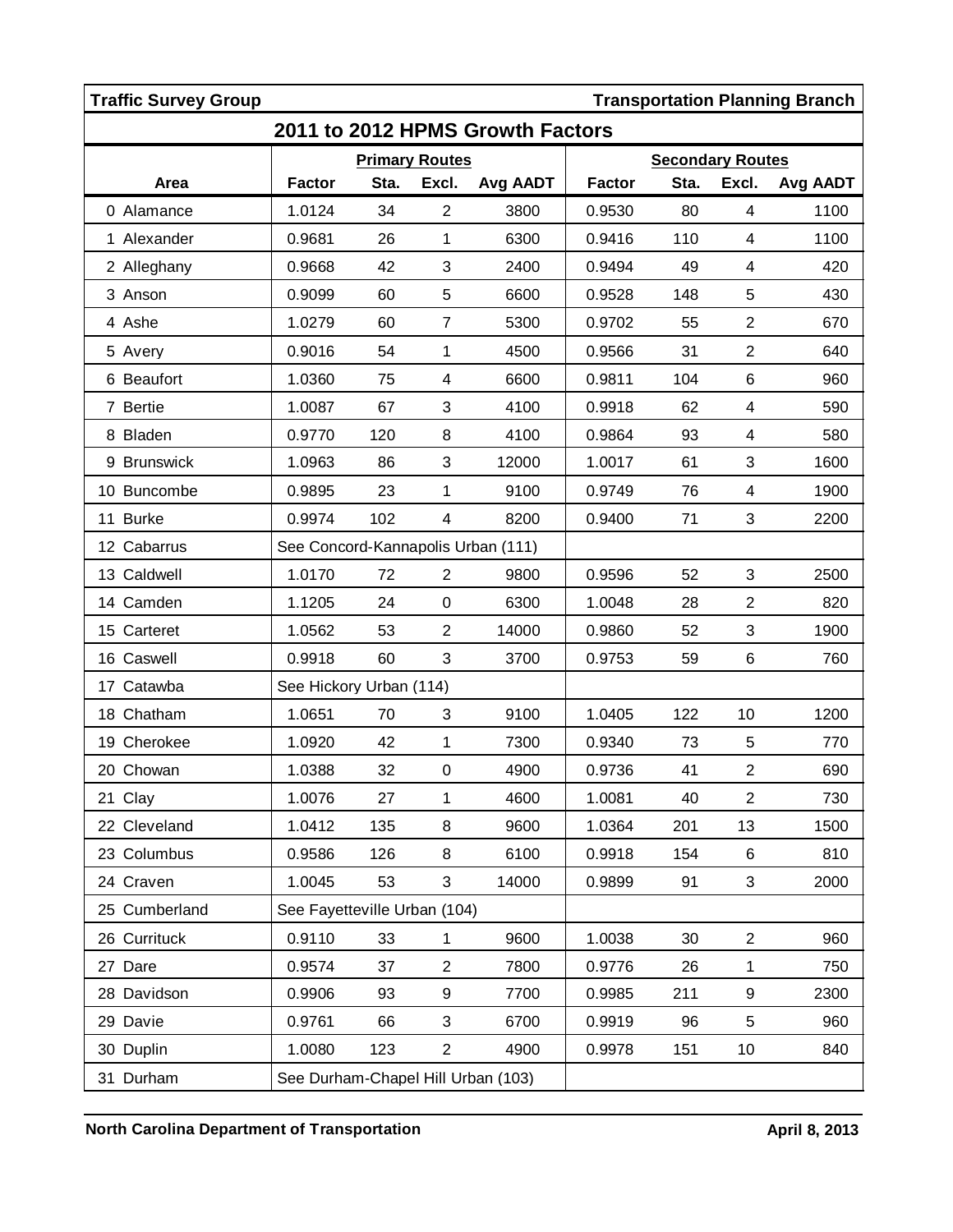**Traffic Survey Group** **Transportation Planning Branch**

## 2011 to 2012 HPMS Growth Factors

| | Primary Routes | | | | Secondary Routes | | | |
|---|---|---|---|---|---|---|---|---|
| Area | Factor | Sta. | Excl. | Avg AADT | Factor | Sta. | Excl. | Avg AADT |
| 0 Alamance | 1.0124 | 34 | 2 | 3800 | 0.9530 | 80 | 4 | 1100 |
| 1 Alexander | 0.9681 | 26 | 1 | 6300 | 0.9416 | 110 | 4 | 1100 |
| 2 Alleghany | 0.9668 | 42 | 3 | 2400 | 0.9494 | 49 | 4 | 420 |
| 3 Anson | 0.9099 | 60 | 5 | 6600 | 0.9528 | 148 | 5 | 430 |
| 4 Ashe | 1.0279 | 60 | 7 | 5300 | 0.9702 | 55 | 2 | 670 |
| 5 Avery | 0.9016 | 54 | 1 | 4500 | 0.9566 | 31 | 2 | 640 |
| 6 Beaufort | 1.0360 | 75 | 4 | 6600 | 0.9811 | 104 | 6 | 960 |
| 7 Bertie | 1.0087 | 67 | 3 | 4100 | 0.9918 | 62 | 4 | 590 |
| 8 Bladen | 0.9770 | 120 | 8 | 4100 | 0.9864 | 93 | 4 | 580 |
| 9 Brunswick | 1.0963 | 86 | 3 | 12000 | 1.0017 | 61 | 3 | 1600 |
| 10 Buncombe | 0.9895 | 23 | 1 | 9100 | 0.9749 | 76 | 4 | 1900 |
| 11 Burke | 0.9974 | 102 | 4 | 8200 | 0.9400 | 71 | 3 | 2200 |
| 12 Cabarrus | See Concord-Kannapolis Urban (111) | | | | | | | |
| 13 Caldwell | 1.0170 | 72 | 2 | 9800 | 0.9596 | 52 | 3 | 2500 |
| 14 Camden | 1.1205 | 24 | 0 | 6300 | 1.0048 | 28 | 2 | 820 |
| 15 Carteret | 1.0562 | 53 | 2 | 14000 | 0.9860 | 52 | 3 | 1900 |
| 16 Caswell | 0.9918 | 60 | 3 | 3700 | 0.9753 | 59 | 6 | 760 |
| 17 Catawba | See Hickory Urban (114) | | | | | | | |
| 18 Chatham | 1.0651 | 70 | 3 | 9100 | 1.0405 | 122 | 10 | 1200 |
| 19 Cherokee | 1.0920 | 42 | 1 | 7300 | 0.9340 | 73 | 5 | 770 |
| 20 Chowan | 1.0388 | 32 | 0 | 4900 | 0.9736 | 41 | 2 | 690 |
| 21 Clay | 1.0076 | 27 | 1 | 4600 | 1.0081 | 40 | 2 | 730 |
| 22 Cleveland | 1.0412 | 135 | 8 | 9600 | 1.0364 | 201 | 13 | 1500 |
| 23 Columbus | 0.9586 | 126 | 8 | 6100 | 0.9918 | 154 | 6 | 810 |
| 24 Craven | 1.0045 | 53 | 3 | 14000 | 0.9899 | 91 | 3 | 2000 |
| 25 Cumberland | See Fayetteville Urban (104) | | | | | | | |
| 26 Currituck | 0.9110 | 33 | 1 | 9600 | 1.0038 | 30 | 2 | 960 |
| 27 Dare | 0.9574 | 37 | 2 | 7800 | 0.9776 | 26 | 1 | 750 |
| 28 Davidson | 0.9906 | 93 | 9 | 7700 | 0.9985 | 211 | 9 | 2300 |
| 29 Davie | 0.9761 | 66 | 3 | 6700 | 0.9919 | 96 | 5 | 960 |
| 30 Duplin | 1.0080 | 123 | 2 | 4900 | 0.9978 | 151 | 10 | 840 |
| 31 Durham | See Durham-Chapel Hill Urban (103) | | | | | | | |

**North Carolina Department of Transportation** **April 8, 2013**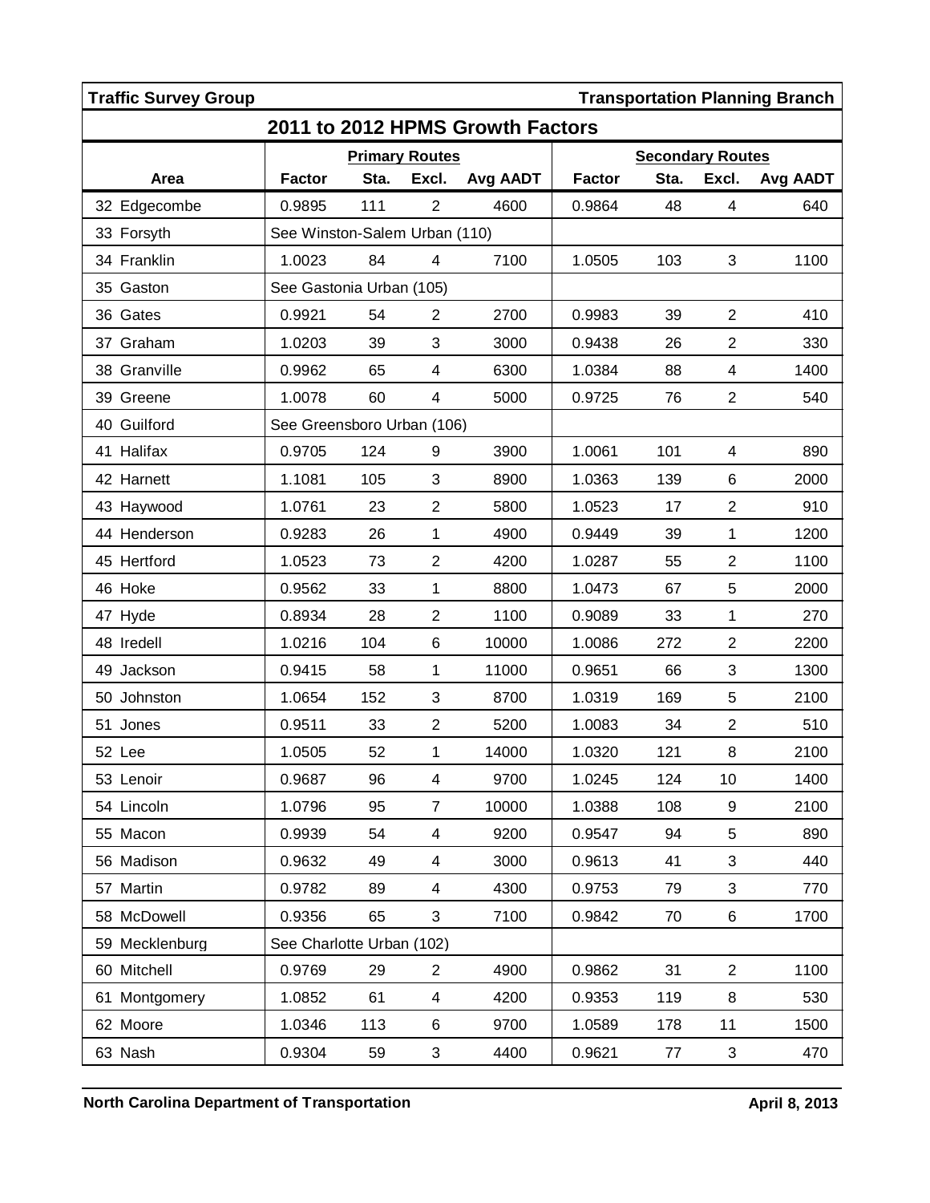**Traffic Survey Group** **Transportation Planning Branch**

## 2011 to 2012 HPMS Growth Factors

| Area | Primary Routes | | | | Secondary Routes | | | |
|---|---|---|---|---|---|---|---|---|
| | Factor | Sta. | Excl. | Avg AADT | Factor | Sta. | Excl. | Avg AADT |
| 32 Edgecombe | 0.9895 | 111 | 2 | 4600 | 0.9864 | 48 | 4 | 640 |
| 33 Forsyth | See Winston-Salem Urban (110) | | | | | | | |
| 34 Franklin | 1.0023 | 84 | 4 | 7100 | 1.0505 | 103 | 3 | 1100 |
| 35 Gaston | See Gastonia Urban (105) | | | | | | | |
| 36 Gates | 0.9921 | 54 | 2 | 2700 | 0.9983 | 39 | 2 | 410 |
| 37 Graham | 1.0203 | 39 | 3 | 3000 | 0.9438 | 26 | 2 | 330 |
| 38 Granville | 0.9962 | 65 | 4 | 6300 | 1.0384 | 88 | 4 | 1400 |
| 39 Greene | 1.0078 | 60 | 4 | 5000 | 0.9725 | 76 | 2 | 540 |
| 40 Guilford | See Greensboro Urban (106) | | | | | | | |
| 41 Halifax | 0.9705 | 124 | 9 | 3900 | 1.0061 | 101 | 4 | 890 |
| 42 Harnett | 1.1081 | 105 | 3 | 8900 | 1.0363 | 139 | 6 | 2000 |
| 43 Haywood | 1.0761 | 23 | 2 | 5800 | 1.0523 | 17 | 2 | 910 |
| 44 Henderson | 0.9283 | 26 | 1 | 4900 | 0.9449 | 39 | 1 | 1200 |
| 45 Hertford | 1.0523 | 73 | 2 | 4200 | 1.0287 | 55 | 2 | 1100 |
| 46 Hoke | 0.9562 | 33 | 1 | 8800 | 1.0473 | 67 | 5 | 2000 |
| 47 Hyde | 0.8934 | 28 | 2 | 1100 | 0.9089 | 33 | 1 | 270 |
| 48 Iredell | 1.0216 | 104 | 6 | 10000 | 1.0086 | 272 | 2 | 2200 |
| 49 Jackson | 0.9415 | 58 | 1 | 11000 | 0.9651 | 66 | 3 | 1300 |
| 50 Johnston | 1.0654 | 152 | 3 | 8700 | 1.0319 | 169 | 5 | 2100 |
| 51 Jones | 0.9511 | 33 | 2 | 5200 | 1.0083 | 34 | 2 | 510 |
| 52 Lee | 1.0505 | 52 | 1 | 14000 | 1.0320 | 121 | 8 | 2100 |
| 53 Lenoir | 0.9687 | 96 | 4 | 9700 | 1.0245 | 124 | 10 | 1400 |
| 54 Lincoln | 1.0796 | 95 | 7 | 10000 | 1.0388 | 108 | 9 | 2100 |
| 55 Macon | 0.9939 | 54 | 4 | 9200 | 0.9547 | 94 | 5 | 890 |
| 56 Madison | 0.9632 | 49 | 4 | 3000 | 0.9613 | 41 | 3 | 440 |
| 57 Martin | 0.9782 | 89 | 4 | 4300 | 0.9753 | 79 | 3 | 770 |
| 58 McDowell | 0.9356 | 65 | 3 | 7100 | 0.9842 | 70 | 6 | 1700 |
| 59 Mecklenburg | See Charlotte Urban (102) | | | | | | | |
| 60 Mitchell | 0.9769 | 29 | 2 | 4900 | 0.9862 | 31 | 2 | 1100 |
| 61 Montgomery | 1.0852 | 61 | 4 | 4200 | 0.9353 | 119 | 8 | 530 |
| 62 Moore | 1.0346 | 113 | 6 | 9700 | 1.0589 | 178 | 11 | 1500 |
| 63 Nash | 0.9304 | 59 | 3 | 4400 | 0.9621 | 77 | 3 | 470 |

**North Carolina Department of Transportation** **April 8, 2013**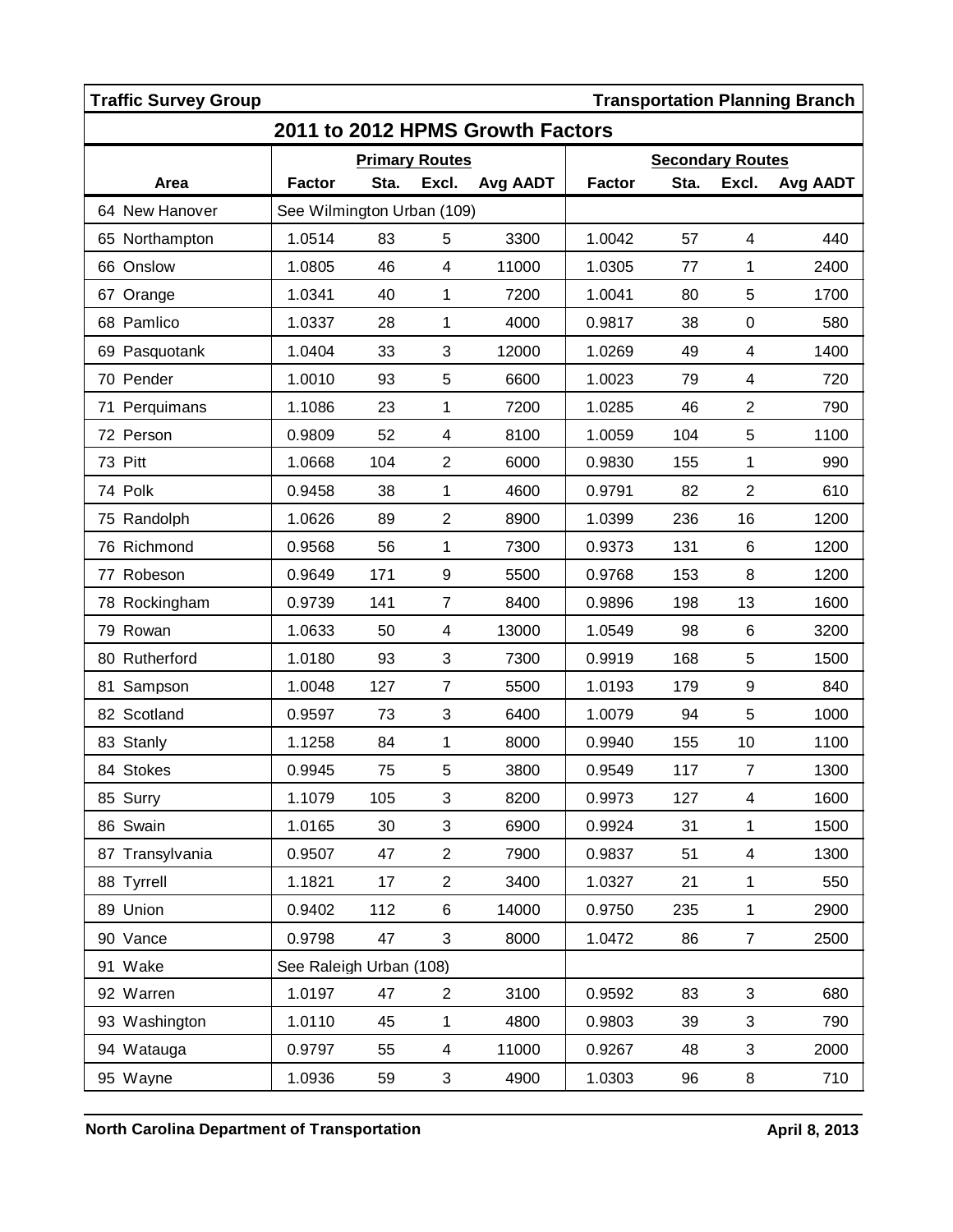**Traffic Survey Group** **Transportation Planning Branch**

## 2011 to 2012 HPMS Growth Factors

| Area | Primary Routes | | | | Secondary Routes | | | |
|---|---|---|---|---|---|---|---|---|
| | Factor | Sta. | Excl. | Avg AADT | Factor | Sta. | Excl. | Avg AADT |
| 64 New Hanover | See Wilmington Urban (109) | | | | | | | |
| 65 Northampton | 1.0514 | 83 | 5 | 3300 | 1.0042 | 57 | 4 | 440 |
| 66 Onslow | 1.0805 | 46 | 4 | 11000 | 1.0305 | 77 | 1 | 2400 |
| 67 Orange | 1.0341 | 40 | 1 | 7200 | 1.0041 | 80 | 5 | 1700 |
| 68 Pamlico | 1.0337 | 28 | 1 | 4000 | 0.9817 | 38 | 0 | 580 |
| 69 Pasquotank | 1.0404 | 33 | 3 | 12000 | 1.0269 | 49 | 4 | 1400 |
| 70 Pender | 1.0010 | 93 | 5 | 6600 | 1.0023 | 79 | 4 | 720 |
| 71 Perquimans | 1.1086 | 23 | 1 | 7200 | 1.0285 | 46 | 2 | 790 |
| 72 Person | 0.9809 | 52 | 4 | 8100 | 1.0059 | 104 | 5 | 1100 |
| 73 Pitt | 1.0668 | 104 | 2 | 6000 | 0.9830 | 155 | 1 | 990 |
| 74 Polk | 0.9458 | 38 | 1 | 4600 | 0.9791 | 82 | 2 | 610 |
| 75 Randolph | 1.0626 | 89 | 2 | 8900 | 1.0399 | 236 | 16 | 1200 |
| 76 Richmond | 0.9568 | 56 | 1 | 7300 | 0.9373 | 131 | 6 | 1200 |
| 77 Robeson | 0.9649 | 171 | 9 | 5500 | 0.9768 | 153 | 8 | 1200 |
| 78 Rockingham | 0.9739 | 141 | 7 | 8400 | 0.9896 | 198 | 13 | 1600 |
| 79 Rowan | 1.0633 | 50 | 4 | 13000 | 1.0549 | 98 | 6 | 3200 |
| 80 Rutherford | 1.0180 | 93 | 3 | 7300 | 0.9919 | 168 | 5 | 1500 |
| 81 Sampson | 1.0048 | 127 | 7 | 5500 | 1.0193 | 179 | 9 | 840 |
| 82 Scotland | 0.9597 | 73 | 3 | 6400 | 1.0079 | 94 | 5 | 1000 |
| 83 Stanly | 1.1258 | 84 | 1 | 8000 | 0.9940 | 155 | 10 | 1100 |
| 84 Stokes | 0.9945 | 75 | 5 | 3800 | 0.9549 | 117 | 7 | 1300 |
| 85 Surry | 1.1079 | 105 | 3 | 8200 | 0.9973 | 127 | 4 | 1600 |
| 86 Swain | 1.0165 | 30 | 3 | 6900 | 0.9924 | 31 | 1 | 1500 |
| 87 Transylvania | 0.9507 | 47 | 2 | 7900 | 0.9837 | 51 | 4 | 1300 |
| 88 Tyrrell | 1.1821 | 17 | 2 | 3400 | 1.0327 | 21 | 1 | 550 |
| 89 Union | 0.9402 | 112 | 6 | 14000 | 0.9750 | 235 | 1 | 2900 |
| 90 Vance | 0.9798 | 47 | 3 | 8000 | 1.0472 | 86 | 7 | 2500 |
| 91 Wake | See Raleigh Urban (108) | | | | | | | |
| 92 Warren | 1.0197 | 47 | 2 | 3100 | 0.9592 | 83 | 3 | 680 |
| 93 Washington | 1.0110 | 45 | 1 | 4800 | 0.9803 | 39 | 3 | 790 |
| 94 Watauga | 0.9797 | 55 | 4 | 11000 | 0.9267 | 48 | 3 | 2000 |
| 95 Wayne | 1.0936 | 59 | 3 | 4900 | 1.0303 | 96 | 8 | 710 |

**North Carolina Department of Transportation** **April 8, 2013**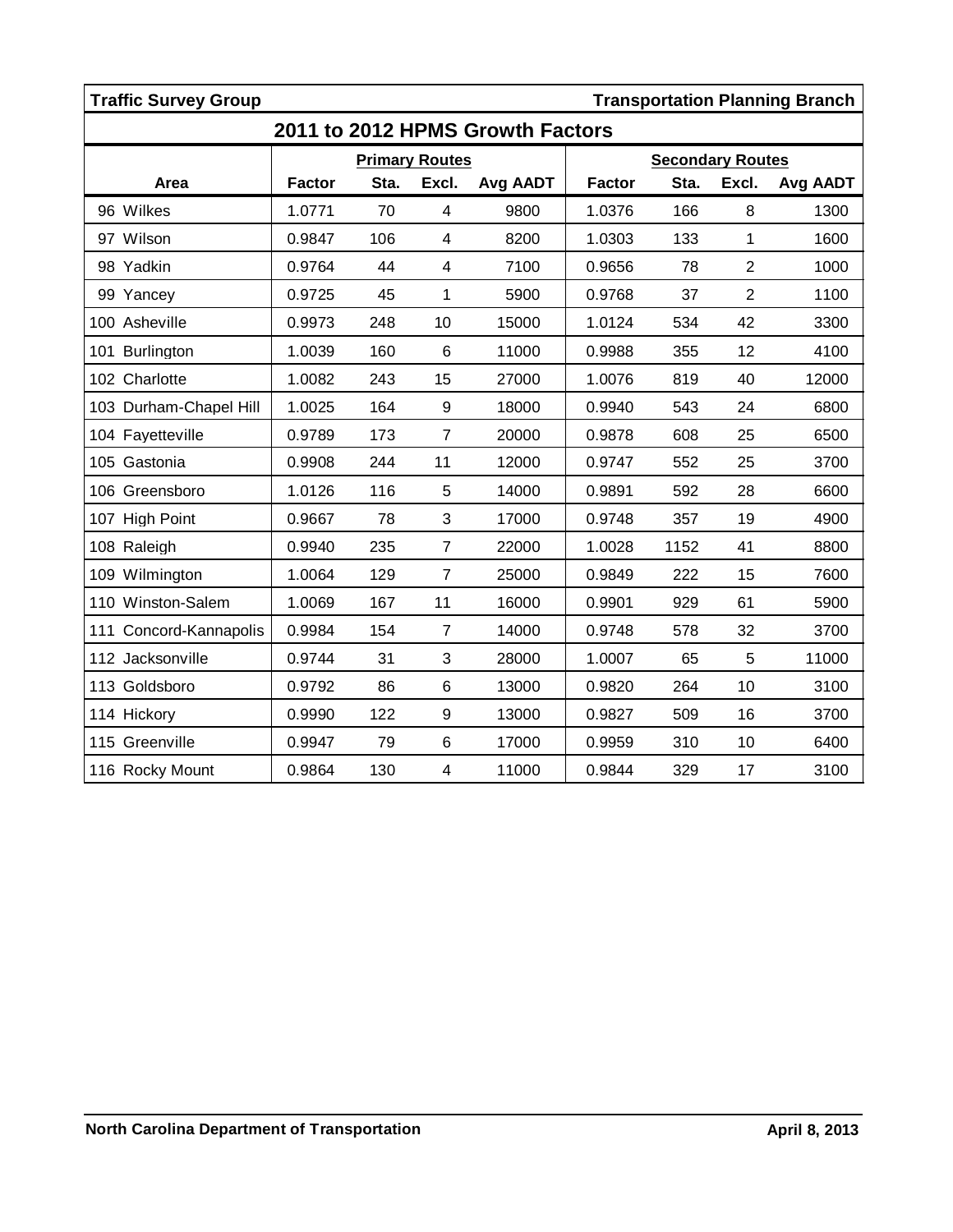**Traffic Survey Group** **Transportation Planning Branch**

# 2011 to 2012 HPMS Growth Factors

| | Primary Routes | | | | Secondary Routes | | | |
|---|---|---|---|---|---|---|---|---|
| Area | Factor | Sta. | Excl. | Avg AADT | Factor | Sta. | Excl. | Avg AADT |
| 96 Wilkes | 1.0771 | 70 | 4 | 9800 | 1.0376 | 166 | 8 | 1300 |
| 97 Wilson | 0.9847 | 106 | 4 | 8200 | 1.0303 | 133 | 1 | 1600 |
| 98 Yadkin | 0.9764 | 44 | 4 | 7100 | 0.9656 | 78 | 2 | 1000 |
| 99 Yancey | 0.9725 | 45 | 1 | 5900 | 0.9768 | 37 | 2 | 1100 |
| 100 Asheville | 0.9973 | 248 | 10 | 15000 | 1.0124 | 534 | 42 | 3300 |
| 101 Burlington | 1.0039 | 160 | 6 | 11000 | 0.9988 | 355 | 12 | 4100 |
| 102 Charlotte | 1.0082 | 243 | 15 | 27000 | 1.0076 | 819 | 40 | 12000 |
| 103 Durham-Chapel Hill | 1.0025 | 164 | 9 | 18000 | 0.9940 | 543 | 24 | 6800 |
| 104 Fayetteville | 0.9789 | 173 | 7 | 20000 | 0.9878 | 608 | 25 | 6500 |
| 105 Gastonia | 0.9908 | 244 | 11 | 12000 | 0.9747 | 552 | 25 | 3700 |
| 106 Greensboro | 1.0126 | 116 | 5 | 14000 | 0.9891 | 592 | 28 | 6600 |
| 107 High Point | 0.9667 | 78 | 3 | 17000 | 0.9748 | 357 | 19 | 4900 |
| 108 Raleigh | 0.9940 | 235 | 7 | 22000 | 1.0028 | 1152 | 41 | 8800 |
| 109 Wilmington | 1.0064 | 129 | 7 | 25000 | 0.9849 | 222 | 15 | 7600 |
| 110 Winston-Salem | 1.0069 | 167 | 11 | 16000 | 0.9901 | 929 | 61 | 5900 |
| 111 Concord-Kannapolis | 0.9984 | 154 | 7 | 14000 | 0.9748 | 578 | 32 | 3700 |
| 112 Jacksonville | 0.9744 | 31 | 3 | 28000 | 1.0007 | 65 | 5 | 11000 |
| 113 Goldsboro | 0.9792 | 86 | 6 | 13000 | 0.9820 | 264 | 10 | 3100 |
| 114 Hickory | 0.9990 | 122 | 9 | 13000 | 0.9827 | 509 | 16 | 3700 |
| 115 Greenville | 0.9947 | 79 | 6 | 17000 | 0.9959 | 310 | 10 | 6400 |
| 116 Rocky Mount | 0.9864 | 130 | 4 | 11000 | 0.9844 | 329 | 17 | 3100 |

**North Carolina Department of Transportation** **April 8, 2013**